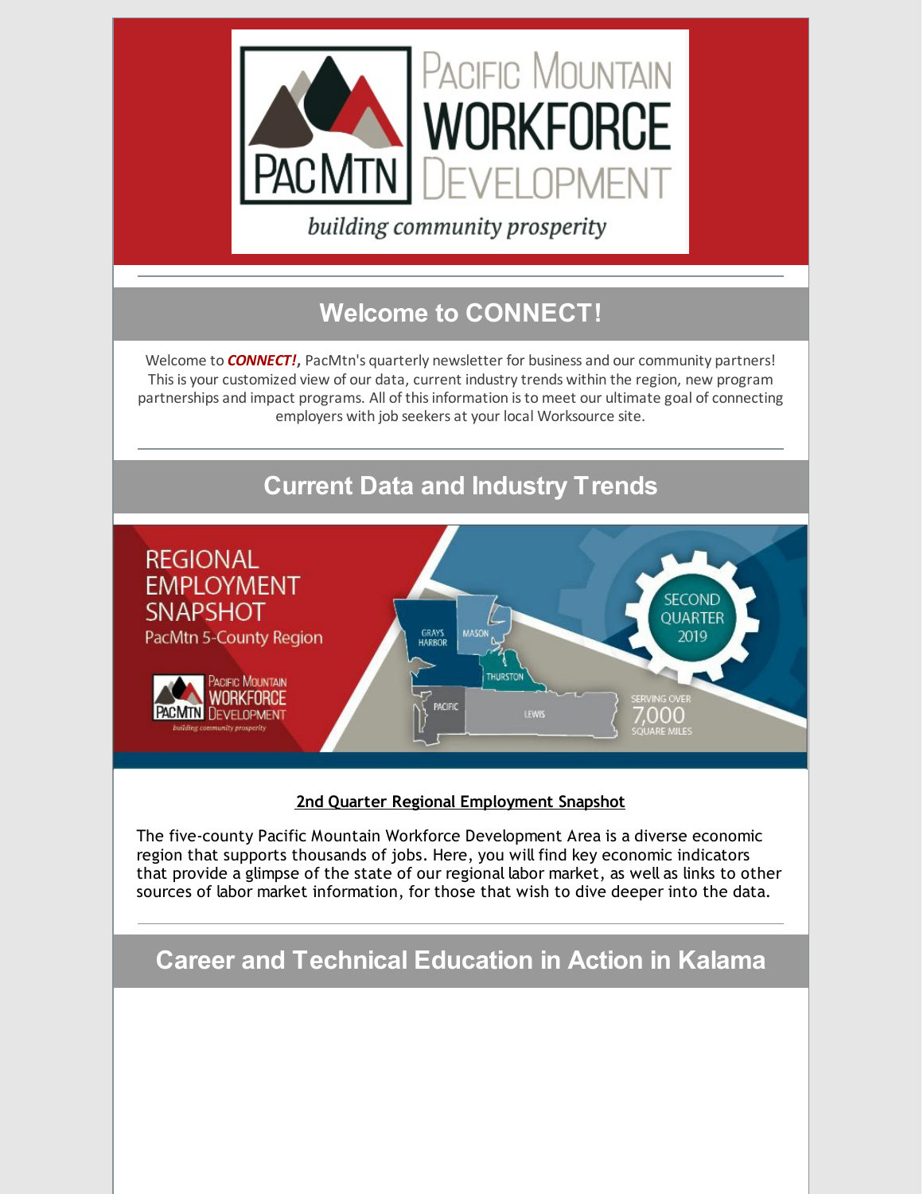## Welcome to CONNECT!

Welcome to ***CONNECT!***, PacMtn's quarterly newsletter for business and our community partners! This is your customized view of our data, current industry trends within the region, new program partnerships and impact programs. All of this information is to meet our ultimate goal of connecting employers with job seekers at your local Worksource site.

## Current Data and Industry Trends

**2nd Quarter Regional Employment Snapshot**

The five-county Pacific Mountain Workforce Development Area is a diverse economic region that supports thousands of jobs. Here, you will find key economic indicators that provide a glimpse of the state of our regional labor market, as well as links to other sources of labor market information, for those that wish to dive deeper into the data.

## Career and Technical Education in Action in Kalama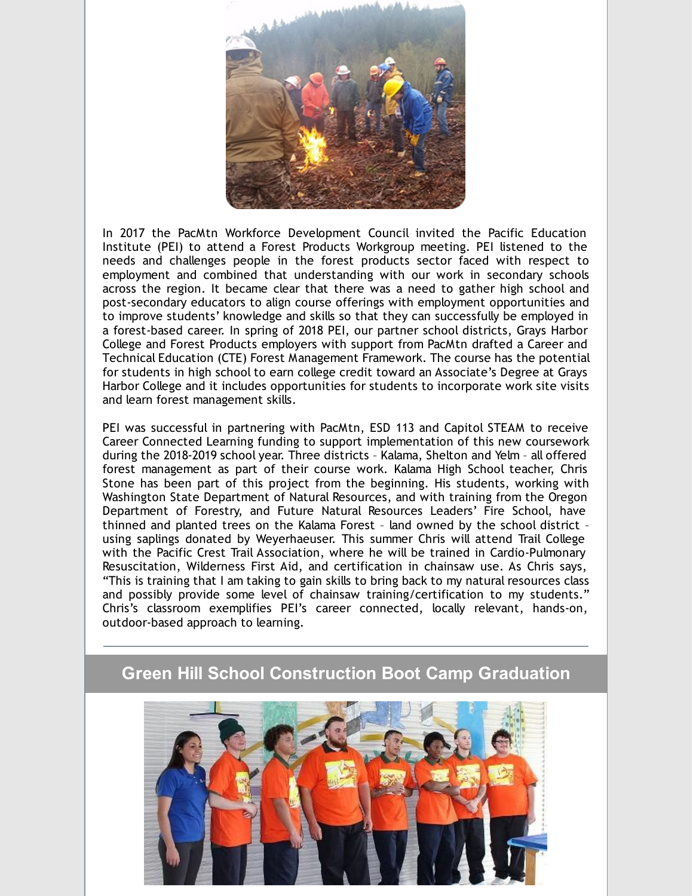In 2017 the PacMtn Workforce Development Council invited the Pacific Education Institute (PEI) to attend a Forest Products Workgroup meeting. PEI listened to the needs and challenges people in the forest products sector faced with respect to employment and combined that understanding with our work in secondary schools across the region. It became clear that there was a need to gather high school and post-secondary educators to align course offerings with employment opportunities and to improve students' knowledge and skills so that they can successfully be employed in a forest-based career. In spring of 2018 PEI, our partner school districts, Grays Harbor College and Forest Products employers with support from PacMtn drafted a Career and Technical Education (CTE) Forest Management Framework. The course has the potential for students in high school to earn college credit toward an Associate's Degree at Grays Harbor College and it includes opportunities for students to incorporate work site visits and learn forest management skills.

PEI was successful in partnering with PacMtn, ESD 113 and Capitol STEAM to receive Career Connected Learning funding to support implementation of this new coursework during the 2018-2019 school year. Three districts – Kalama, Shelton and Yelm – all offered forest management as part of their course work. Kalama High School teacher, Chris Stone has been part of this project from the beginning. His students, working with Washington State Department of Natural Resources, and with training from the Oregon Department of Forestry, and Future Natural Resources Leaders' Fire School, have thinned and planted trees on the Kalama Forest – land owned by the school district – using saplings donated by Weyerhaeuser. This summer Chris will attend Trail College with the Pacific Crest Trail Association, where he will be trained in Cardio-Pulmonary Resuscitation, Wilderness First Aid, and certification in chainsaw use. As Chris says, "This is training that I am taking to gain skills to bring back to my natural resources class and possibly provide some level of chainsaw training/certification to my students." Chris's classroom exemplifies PEI's career connected, locally relevant, hands-on, outdoor-based approach to learning.

---

## Green Hill School Construction Boot Camp Graduation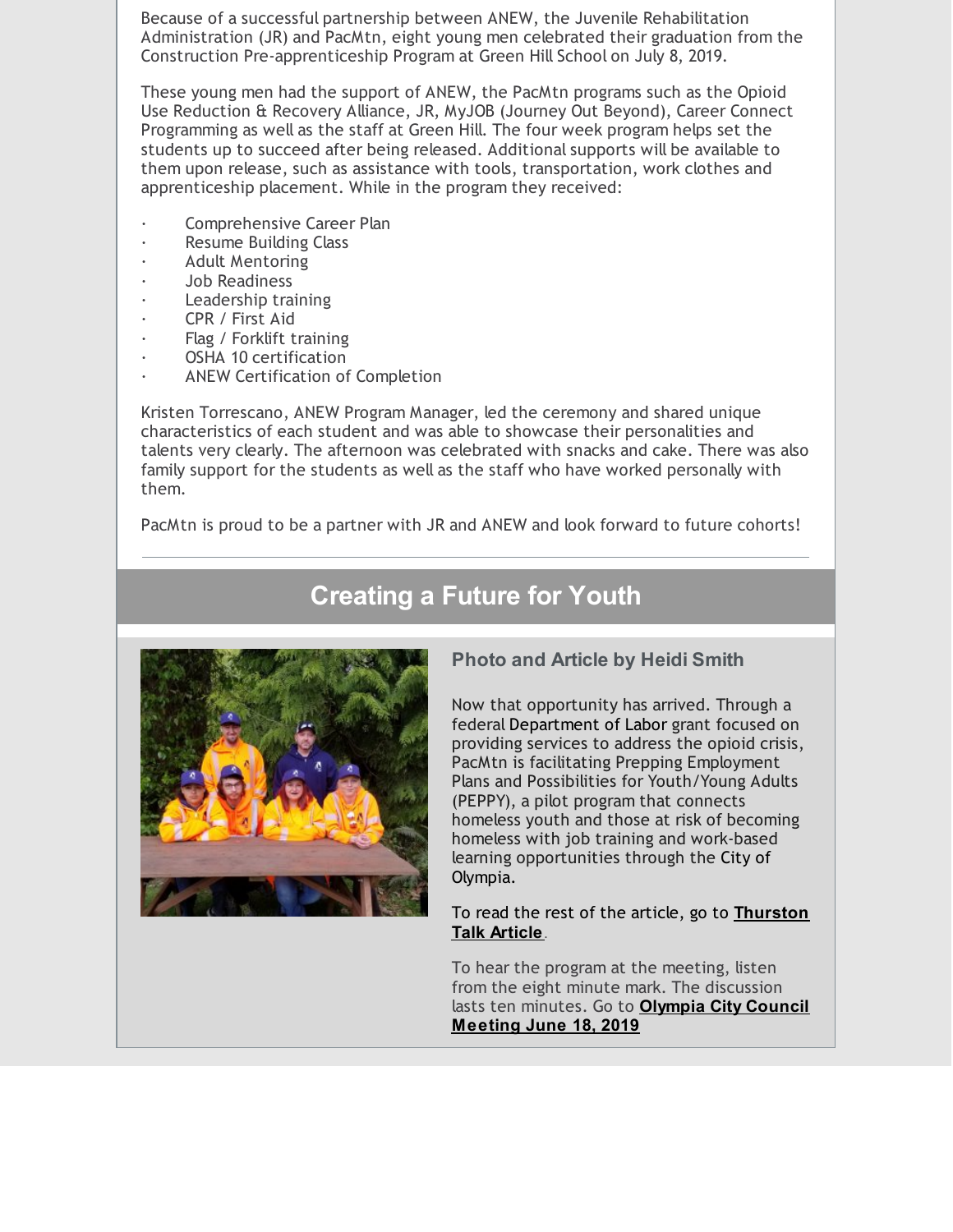Because of a successful partnership between ANEW, the Juvenile Rehabilitation Administration (JR) and PacMtn, eight young men celebrated their graduation from the Construction Pre-apprenticeship Program at Green Hill School on July 8, 2019.

These young men had the support of ANEW, the PacMtn programs such as the Opioid Use Reduction & Recovery Alliance, JR, MyJOB (Journey Out Beyond), Career Connect Programming as well as the staff at Green Hill. The four week program helps set the students up to succeed after being released. Additional supports will be available to them upon release, such as assistance with tools, transportation, work clothes and apprenticeship placement. While in the program they received:

- Comprehensive Career Plan
- Resume Building Class
- Adult Mentoring
- Job Readiness
- Leadership training
- CPR / First Aid
- Flag / Forklift training
- OSHA 10 certification
- ANEW Certification of Completion

Kristen Torrescano, ANEW Program Manager, led the ceremony and shared unique characteristics of each student and was able to showcase their personalities and talents very clearly. The afternoon was celebrated with snacks and cake. There was also family support for the students as well as the staff who have worked personally with them.

PacMtn is proud to be a partner with JR and ANEW and look forward to future cohorts!

---

## Creating a Future for Youth

### Photo and Article by Heidi Smith

Now that opportunity has arrived. Through a federal Department of Labor grant focused on providing services to address the opioid crisis, PacMtn is facilitating Prepping Employment Plans and Possibilities for Youth/Young Adults (PEPPY), a pilot program that connects homeless youth and those at risk of becoming homeless with job training and work-based learning opportunities through the City of Olympia.

To read the rest of the article, go to **Thurston Talk Article**.

To hear the program at the meeting, listen from the eight minute mark. The discussion lasts ten minutes. Go to **Olympia City Council Meeting June 18, 2019**